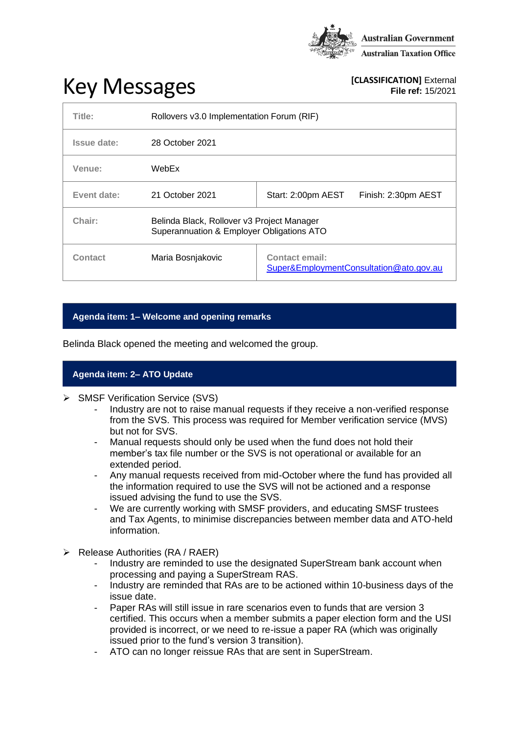Australian Government
Australian Taxation Office

# Key Messages

**[CLASSIFICATION]** External
**File ref:** 15/2021

| | | | |
|---|---|---|---|
| **Title:** | Rollovers v3.0 Implementation Forum (RIF) | | |
| **Issue date:** | 28 October 2021 | | |
| **Venue:** | WebEx | | |
| **Event date:** | 21 October 2021 | Start: 2:00pm AEST | Finish: 2:30pm AEST |
| **Chair:** | Belinda Black, Rollover v3 Project Manager<br>Superannuation & Employer Obligations ATO | | |
| **Contact** | Maria Bosnjakovic | **Contact email:**<br>Super&EmploymentConsultation@ato.gov.au | |

## Agenda item: 1– Welcome and opening remarks

Belinda Black opened the meeting and welcomed the group.

## Agenda item: 2– ATO Update

- SMSF Verification Service (SVS)
  - Industry are not to raise manual requests if they receive a non-verified response from the SVS. This process was required for Member verification service (MVS) but not for SVS.
  - Manual requests should only be used when the fund does not hold their member's tax file number or the SVS is not operational or available for an extended period.
  - Any manual requests received from mid-October where the fund has provided all the information required to use the SVS will not be actioned and a response issued advising the fund to use the SVS.
  - We are currently working with SMSF providers, and educating SMSF trustees and Tax Agents, to minimise discrepancies between member data and ATO-held information.

- Release Authorities (RA / RAER)
  - Industry are reminded to use the designated SuperStream bank account when processing and paying a SuperStream RAS.
  - Industry are reminded that RAs are to be actioned within 10-business days of the issue date.
  - Paper RAs will still issue in rare scenarios even to funds that are version 3 certified. This occurs when a member submits a paper election form and the USI provided is incorrect, or we need to re-issue a paper RA (which was originally issued prior to the fund's version 3 transition).
  - ATO can no longer reissue RAs that are sent in SuperStream.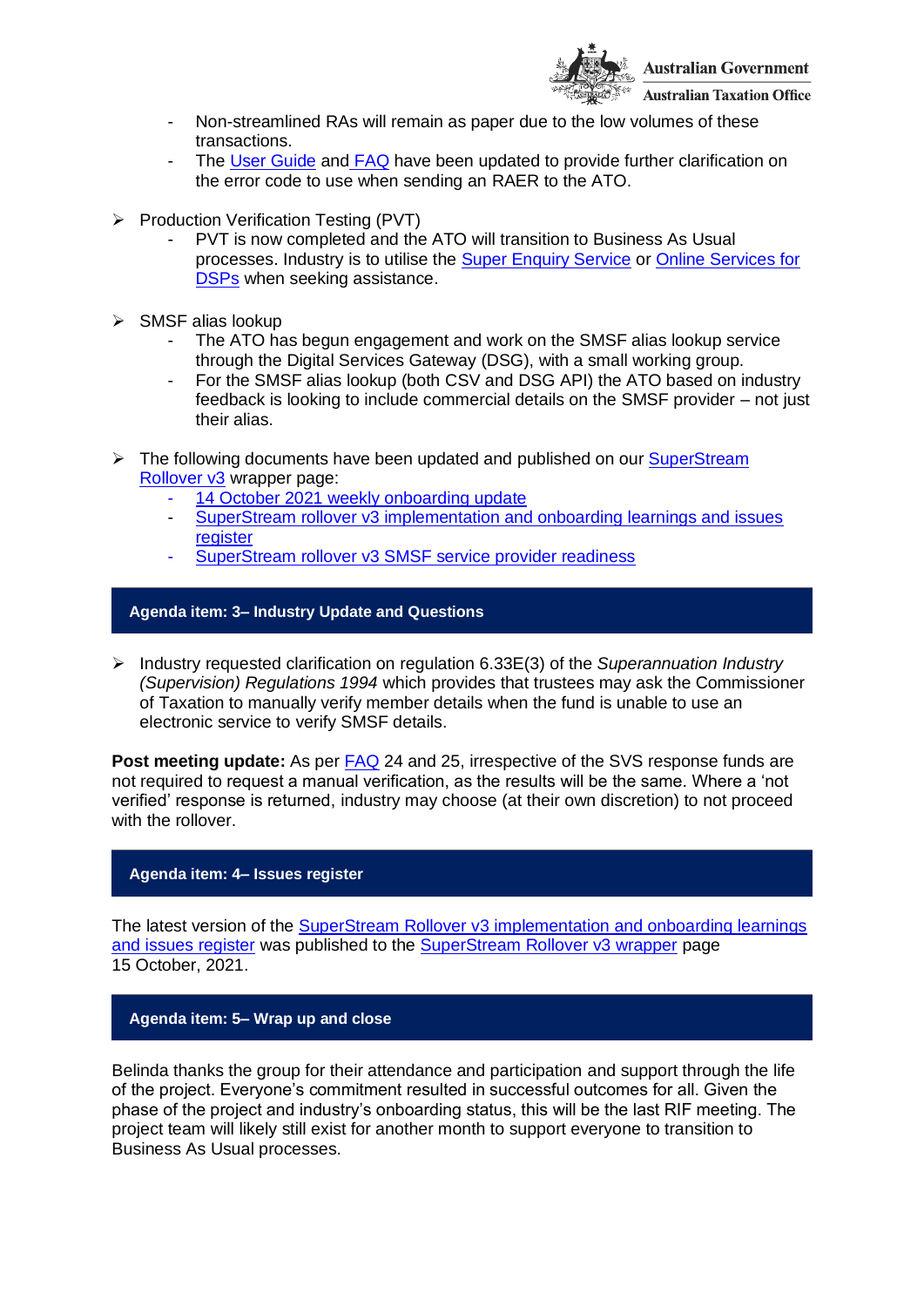- Non-streamlined RAs will remain as paper due to the low volumes of these transactions.
  - The User Guide and FAQ have been updated to provide further clarification on the error code to use when sending an RAER to the ATO.

- Production Verification Testing (PVT)
  - PVT is now completed and the ATO will transition to Business As Usual processes. Industry is to utilise the Super Enquiry Service or Online Services for DSPs when seeking assistance.

- SMSF alias lookup
  - The ATO has begun engagement and work on the SMSF alias lookup service through the Digital Services Gateway (DSG), with a small working group.
  - For the SMSF alias lookup (both CSV and DSG API) the ATO based on industry feedback is looking to include commercial details on the SMSF provider – not just their alias.

- The following documents have been updated and published on our SuperStream Rollover v3 wrapper page:
  - 14 October 2021 weekly onboarding update
  - SuperStream rollover v3 implementation and onboarding learnings and issues register
  - SuperStream rollover v3 SMSF service provider readiness

## Agenda item: 3– Industry Update and Questions

- Industry requested clarification on regulation 6.33E(3) of the *Superannuation Industry (Supervision) Regulations 1994* which provides that trustees may ask the Commissioner of Taxation to manually verify member details when the fund is unable to use an electronic service to verify SMSF details.

**Post meeting update:** As per FAQ 24 and 25, irrespective of the SVS response funds are not required to request a manual verification, as the results will be the same. Where a 'not verified' response is returned, industry may choose (at their own discretion) to not proceed with the rollover.

## Agenda item: 4– Issues register

The latest version of the SuperStream Rollover v3 implementation and onboarding learnings and issues register was published to the SuperStream Rollover v3 wrapper page 15 October, 2021.

## Agenda item: 5– Wrap up and close

Belinda thanks the group for their attendance and participation and support through the life of the project. Everyone's commitment resulted in successful outcomes for all. Given the phase of the project and industry's onboarding status, this will be the last RIF meeting. The project team will likely still exist for another month to support everyone to transition to Business As Usual processes.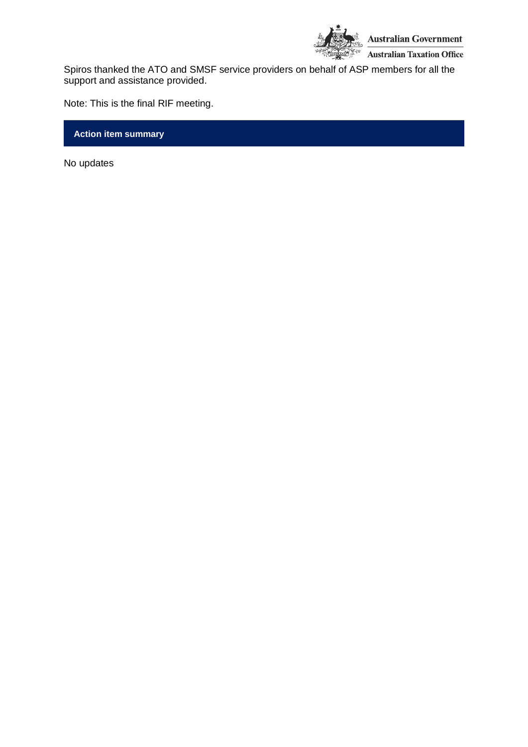Spiros thanked the ATO and SMSF service providers on behalf of ASP members for all the support and assistance provided.

Note: This is the final RIF meeting.

## Action item summary

No updates